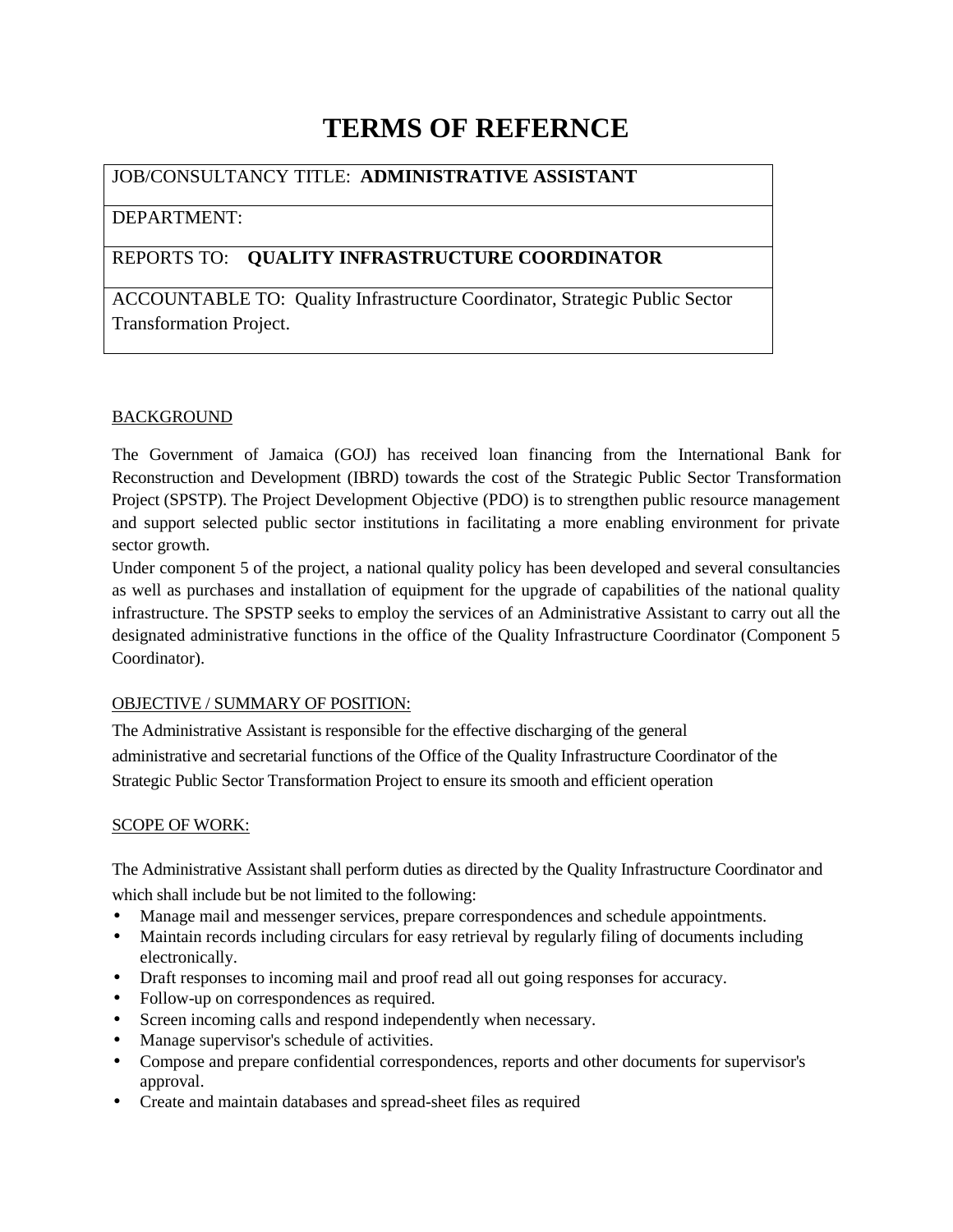# TERMS OF REFERNCE

| JOB/CONSULTANCY TITLE: **ADMINISTRATIVE ASSISTANT** |
|---|
| DEPARTMENT: |
| REPORTS TO: **QUALITY INFRASTRUCTURE COORDINATOR** |
| ACCOUNTABLE TO: Quality Infrastructure Coordinator, Strategic Public Sector Transformation Project. |

## BACKGROUND

The Government of Jamaica (GOJ) has received loan financing from the International Bank for Reconstruction and Development (IBRD) towards the cost of the Strategic Public Sector Transformation Project (SPSTP). The Project Development Objective (PDO) is to strengthen public resource management and support selected public sector institutions in facilitating a more enabling environment for private sector growth.

Under component 5 of the project, a national quality policy has been developed and several consultancies as well as purchases and installation of equipment for the upgrade of capabilities of the national quality infrastructure. The SPSTP seeks to employ the services of an Administrative Assistant to carry out all the designated administrative functions in the office of the Quality Infrastructure Coordinator (Component 5 Coordinator).

## OBJECTIVE / SUMMARY OF POSITION:

The Administrative Assistant is responsible for the effective discharging of the general administrative and secretarial functions of the Office of the Quality Infrastructure Coordinator of the Strategic Public Sector Transformation Project to ensure its smooth and efficient operation

## SCOPE OF WORK:

The Administrative Assistant shall perform duties as directed by the Quality Infrastructure Coordinator and which shall include but be not limited to the following:

- Manage mail and messenger services, prepare correspondences and schedule appointments.
- Maintain records including circulars for easy retrieval by regularly filing of documents including electronically.
- Draft responses to incoming mail and proof read all out going responses for accuracy.
- Follow-up on correspondences as required.
- Screen incoming calls and respond independently when necessary.
- Manage supervisor's schedule of activities.
- Compose and prepare confidential correspondences, reports and other documents for supervisor's approval.
- Create and maintain databases and spread-sheet files as required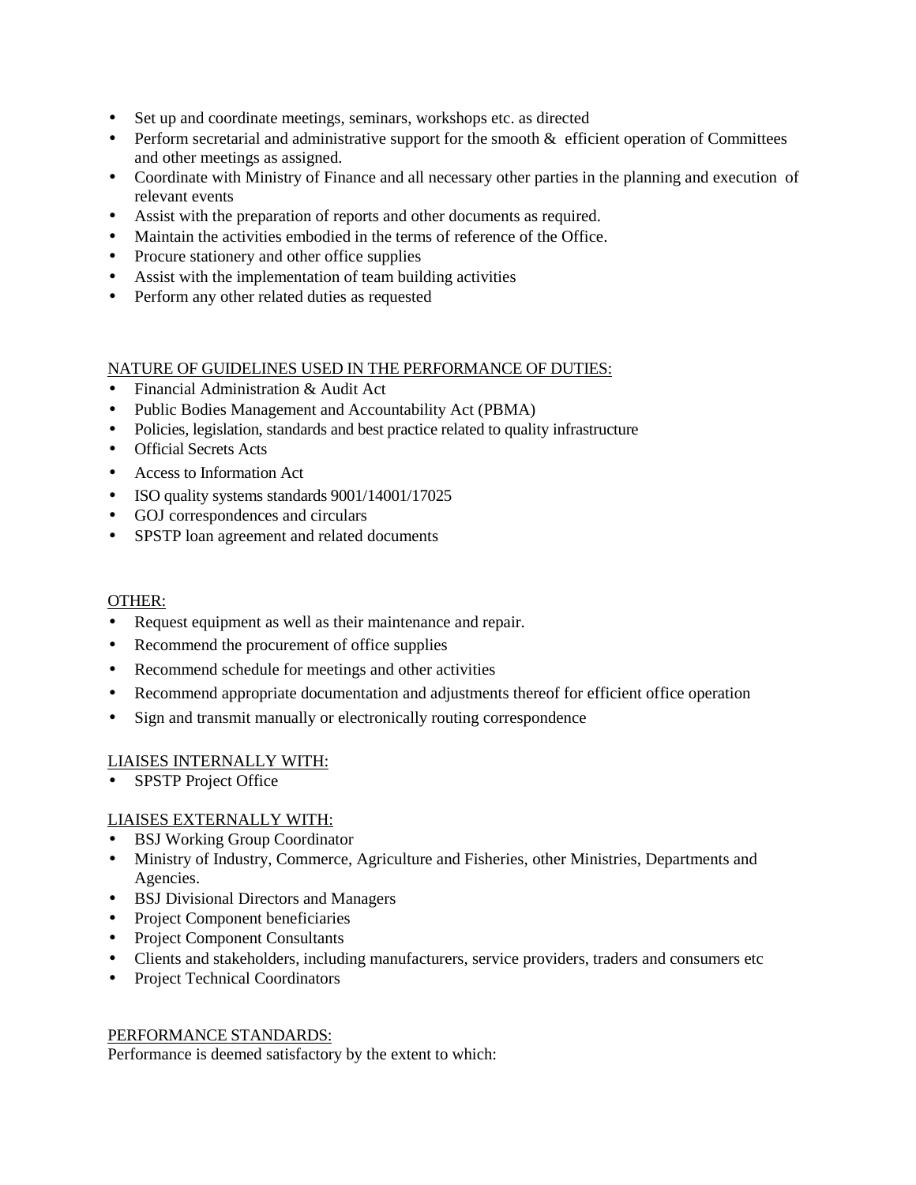- Set up and coordinate meetings, seminars, workshops etc. as directed
- Perform secretarial and administrative support for the smooth & efficient operation of Committees and other meetings as assigned.
- Coordinate with Ministry of Finance and all necessary other parties in the planning and execution of relevant events
- Assist with the preparation of reports and other documents as required.
- Maintain the activities embodied in the terms of reference of the Office.
- Procure stationery and other office supplies
- Assist with the implementation of team building activities
- Perform any other related duties as requested

<u>NATURE OF GUIDELINES USED IN THE PERFORMANCE OF DUTIES:</u>

- Financial Administration & Audit Act
- Public Bodies Management and Accountability Act (PBMA)
- Policies, legislation, standards and best practice related to quality infrastructure
- Official Secrets Acts
- Access to Information Act
- ISO quality systems standards 9001/14001/17025
- GOJ correspondences and circulars
- SPSTP loan agreement and related documents

<u>OTHER:</u>

- Request equipment as well as their maintenance and repair.
- Recommend the procurement of office supplies
- Recommend schedule for meetings and other activities
- Recommend appropriate documentation and adjustments thereof for efficient office operation
- Sign and transmit manually or electronically routing correspondence

<u>LIAISES INTERNALLY WITH:</u>

- SPSTP Project Office

<u>LIAISES EXTERNALLY WITH:</u>

- BSJ Working Group Coordinator
- Ministry of Industry, Commerce, Agriculture and Fisheries, other Ministries, Departments and Agencies.
- BSJ Divisional Directors and Managers
- Project Component beneficiaries
- Project Component Consultants
- Clients and stakeholders, including manufacturers, service providers, traders and consumers etc
- Project Technical Coordinators

<u>PERFORMANCE STANDARDS:</u>

Performance is deemed satisfactory by the extent to which: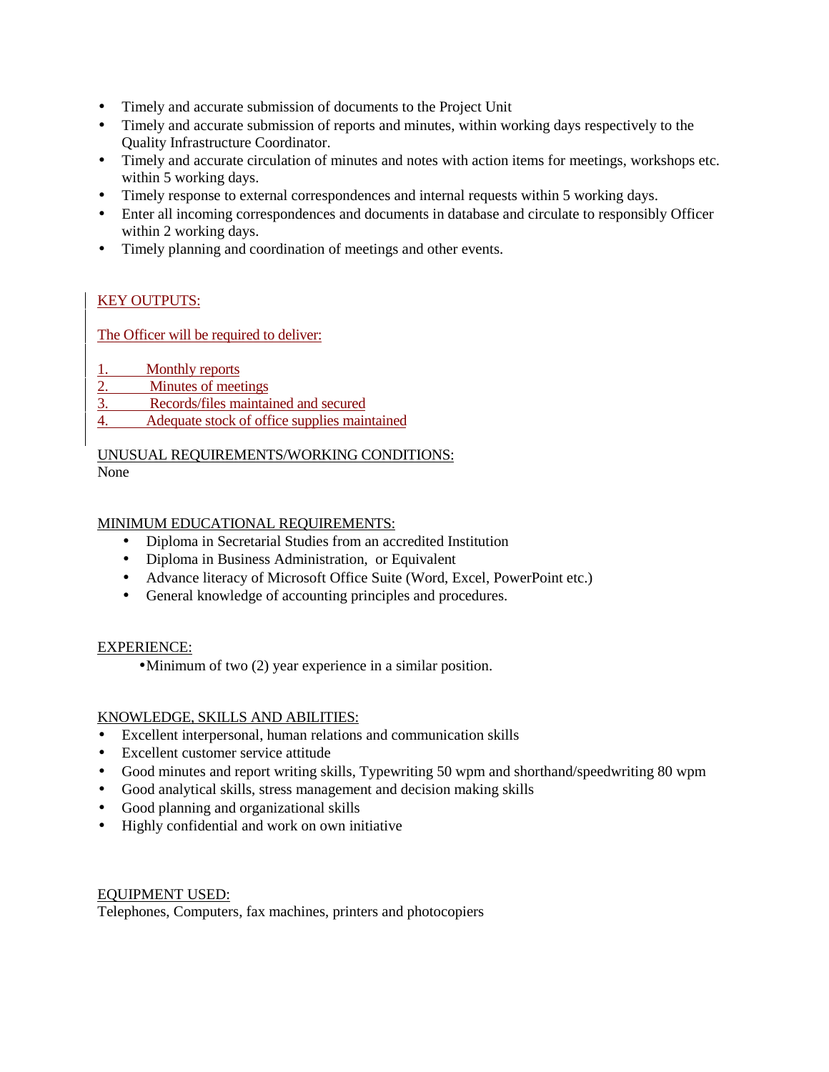- Timely and accurate submission of documents to the Project Unit
- Timely and accurate submission of reports and minutes, within working days respectively to the Quality Infrastructure Coordinator.
- Timely and accurate circulation of minutes and notes with action items for meetings, workshops etc. within 5 working days.
- Timely response to external correspondences and internal requests within 5 working days.
- Enter all incoming correspondences and documents in database and circulate to responsibly Officer within 2 working days.
- Timely planning and coordination of meetings and other events.

KEY OUTPUTS:

The Officer will be required to deliver:

1. Monthly reports
2. Minutes of meetings
3. Records/files maintained and secured
4. Adequate stock of office supplies maintained

UNUSUAL REQUIREMENTS/WORKING CONDITIONS:
None

MINIMUM EDUCATIONAL REQUIREMENTS:

- Diploma in Secretarial Studies from an accredited Institution
- Diploma in Business Administration, or Equivalent
- Advance literacy of Microsoft Office Suite (Word, Excel, PowerPoint etc.)
- General knowledge of accounting principles and procedures.

EXPERIENCE:

- Minimum of two (2) year experience in a similar position.

KNOWLEDGE, SKILLS AND ABILITIES:

- Excellent interpersonal, human relations and communication skills
- Excellent customer service attitude
- Good minutes and report writing skills, Typewriting 50 wpm and shorthand/speedwriting 80 wpm
- Good analytical skills, stress management and decision making skills
- Good planning and organizational skills
- Highly confidential and work on own initiative

EQUIPMENT USED:
Telephones, Computers, fax machines, printers and photocopiers